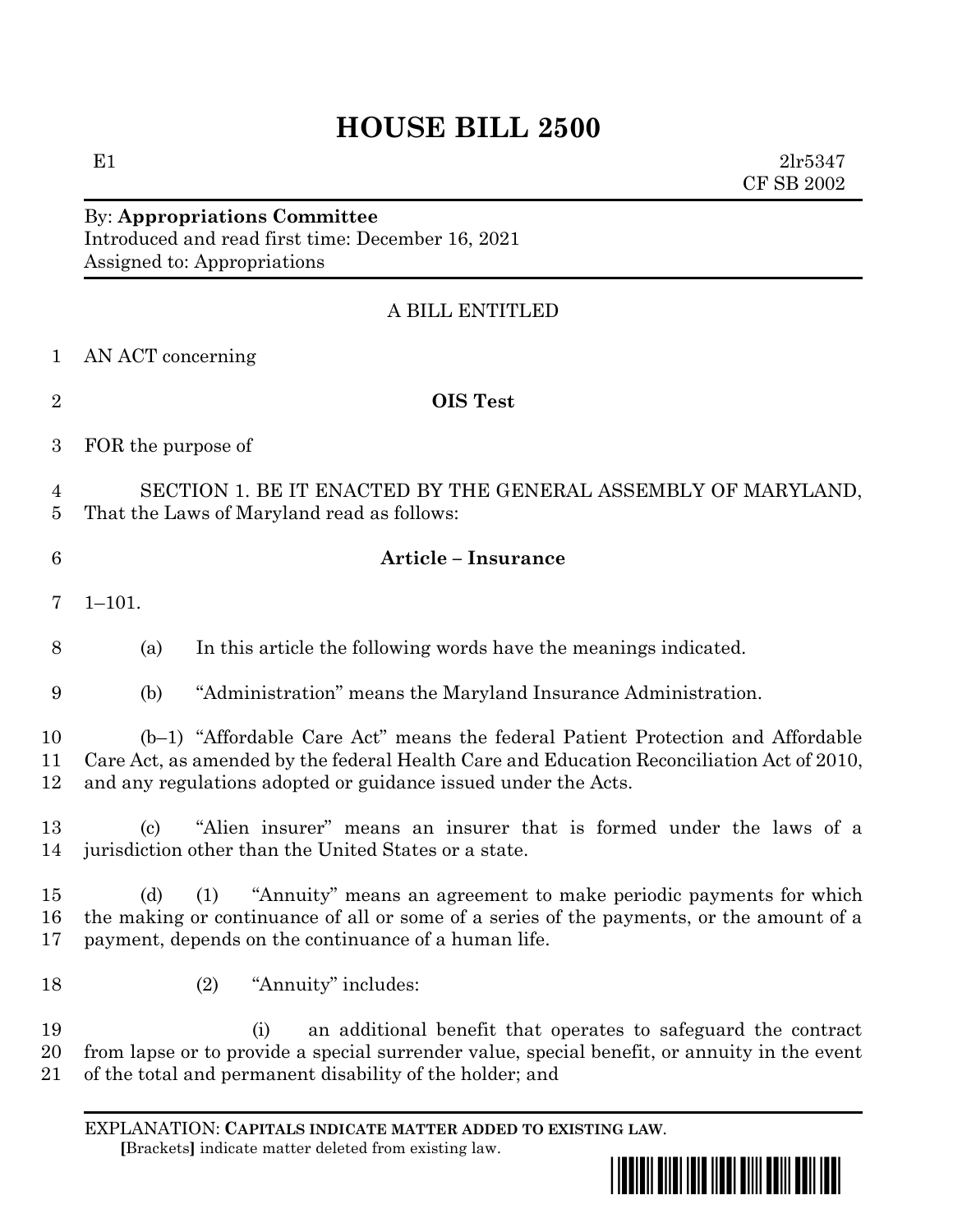# HOUSE BILL 2500

E1 2lr5347
CF SB 2002

By: **Appropriations Committee**
Introduced and read first time: December 16, 2021
Assigned to: Appropriations

A BILL ENTITLED

AN ACT concerning

**OIS Test**

FOR the purpose of

SECTION 1. BE IT ENACTED BY THE GENERAL ASSEMBLY OF MARYLAND, That the Laws of Maryland read as follows:

**Article – Insurance**

1–101.

(a) In this article the following words have the meanings indicated.

(b) "Administration" means the Maryland Insurance Administration.

(b–1) "Affordable Care Act" means the federal Patient Protection and Affordable Care Act, as amended by the federal Health Care and Education Reconciliation Act of 2010, and any regulations adopted or guidance issued under the Acts.

(c) "Alien insurer" means an insurer that is formed under the laws of a jurisdiction other than the United States or a state.

(d) (1) "Annuity" means an agreement to make periodic payments for which the making or continuance of all or some of a series of the payments, or the amount of a payment, depends on the continuance of a human life.

(2) "Annuity" includes:

(i) an additional benefit that operates to safeguard the contract from lapse or to provide a special surrender value, special benefit, or annuity in the event of the total and permanent disability of the holder; and

EXPLANATION: **CAPITALS INDICATE MATTER ADDED TO EXISTING LAW**.
[Brackets] indicate matter deleted from existing law.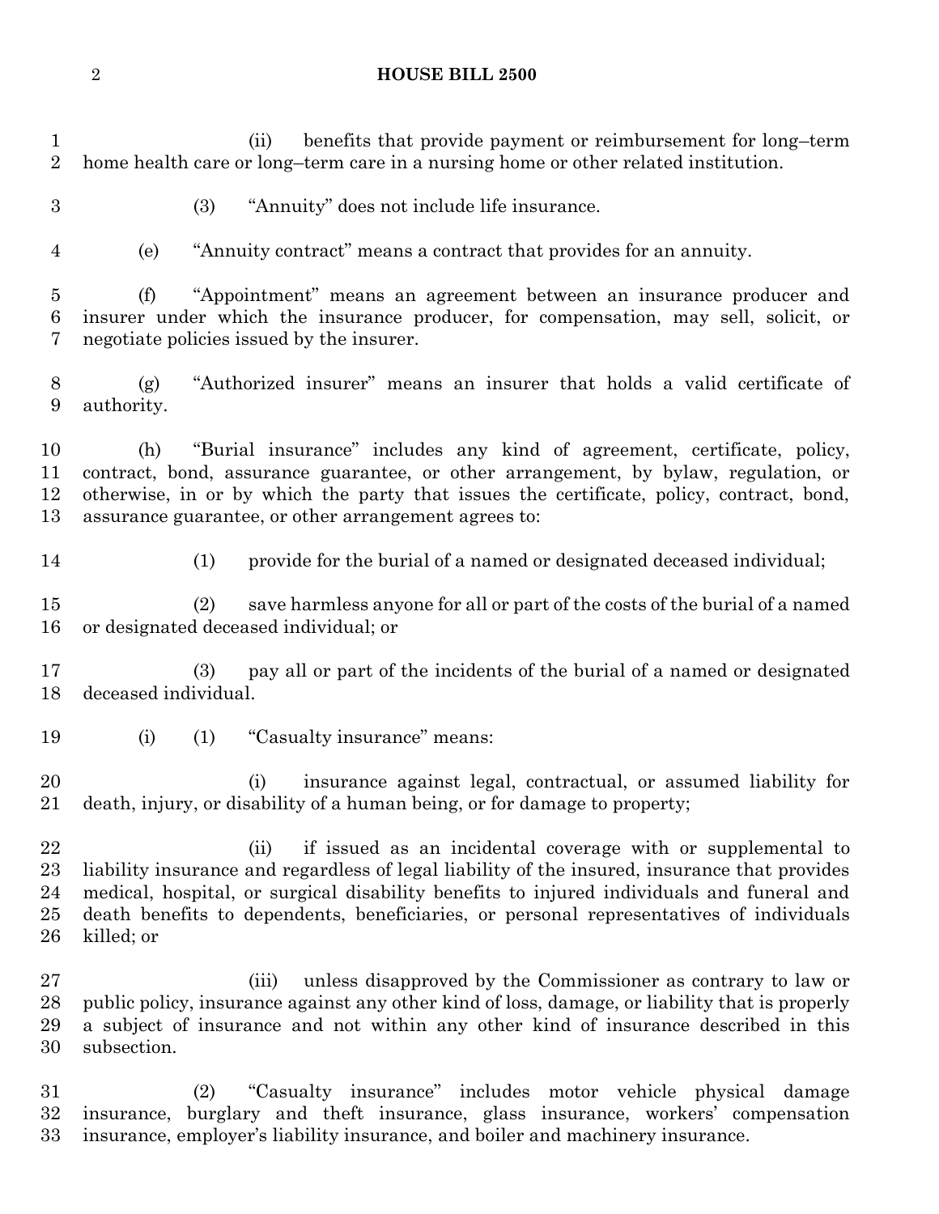(ii) benefits that provide payment or reimbursement for long–term home health care or long–term care in a nursing home or other related institution.

(3) "Annuity" does not include life insurance.

(e) "Annuity contract" means a contract that provides for an annuity.

(f) "Appointment" means an agreement between an insurance producer and insurer under which the insurance producer, for compensation, may sell, solicit, or negotiate policies issued by the insurer.

(g) "Authorized insurer" means an insurer that holds a valid certificate of authority.

(h) "Burial insurance" includes any kind of agreement, certificate, policy, contract, bond, assurance guarantee, or other arrangement, by bylaw, regulation, or otherwise, in or by which the party that issues the certificate, policy, contract, bond, assurance guarantee, or other arrangement agrees to:

(1) provide for the burial of a named or designated deceased individual;

(2) save harmless anyone for all or part of the costs of the burial of a named or designated deceased individual; or

(3) pay all or part of the incidents of the burial of a named or designated deceased individual.

(i) (1) "Casualty insurance" means:

(i) insurance against legal, contractual, or assumed liability for death, injury, or disability of a human being, or for damage to property;

(ii) if issued as an incidental coverage with or supplemental to liability insurance and regardless of legal liability of the insured, insurance that provides medical, hospital, or surgical disability benefits to injured individuals and funeral and death benefits to dependents, beneficiaries, or personal representatives of individuals killed; or

(iii) unless disapproved by the Commissioner as contrary to law or public policy, insurance against any other kind of loss, damage, or liability that is properly a subject of insurance and not within any other kind of insurance described in this subsection.

(2) "Casualty insurance" includes motor vehicle physical damage insurance, burglary and theft insurance, glass insurance, workers' compensation insurance, employer's liability insurance, and boiler and machinery insurance.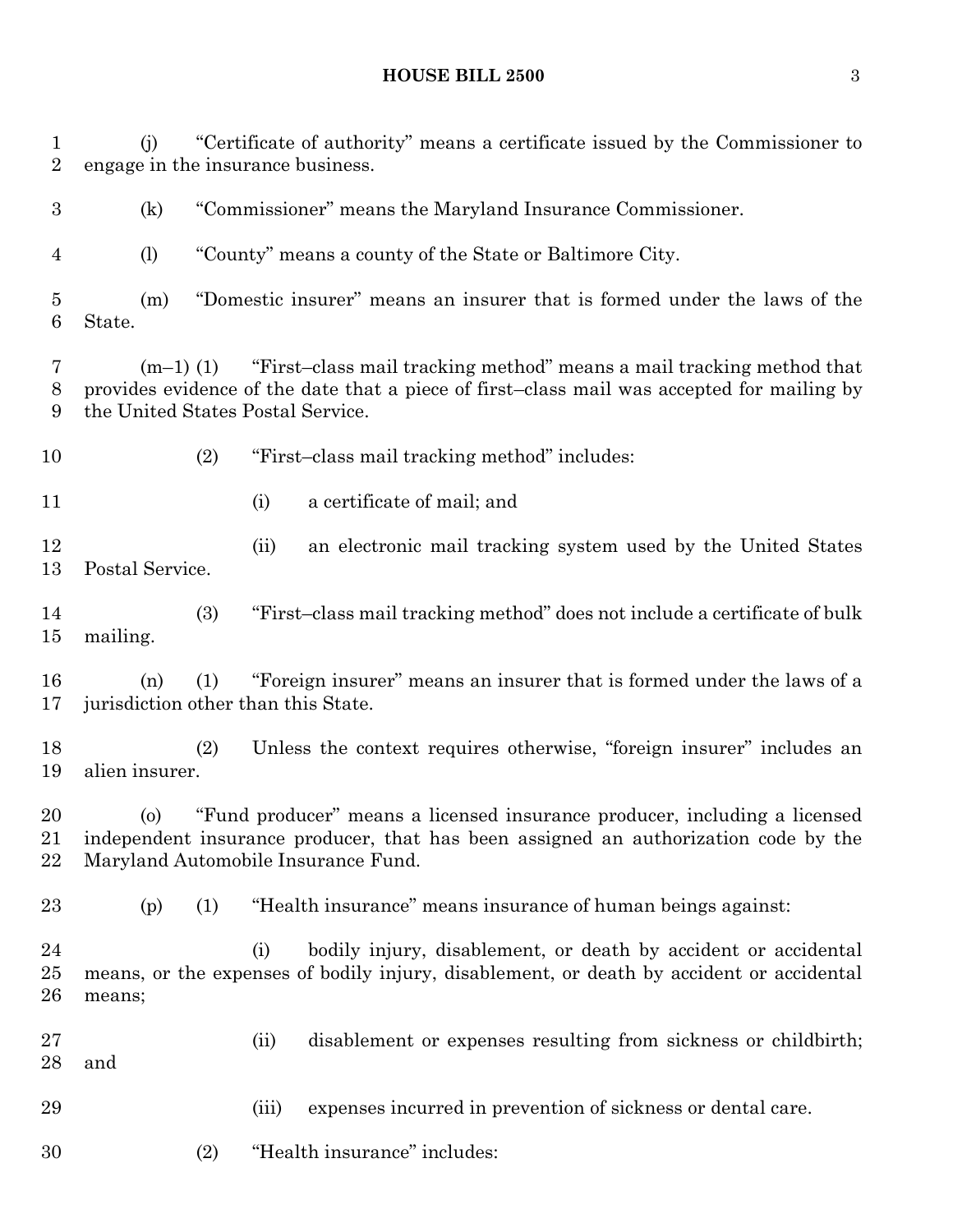(j) "Certificate of authority" means a certificate issued by the Commissioner to engage in the insurance business.

(k) "Commissioner" means the Maryland Insurance Commissioner.

(l) "County" means a county of the State or Baltimore City.

(m) "Domestic insurer" means an insurer that is formed under the laws of the State.

(m–1) (1) "First–class mail tracking method" means a mail tracking method that provides evidence of the date that a piece of first–class mail was accepted for mailing by the United States Postal Service.

(2) "First–class mail tracking method" includes:

(i) a certificate of mail; and

(ii) an electronic mail tracking system used by the United States Postal Service.

(3) "First–class mail tracking method" does not include a certificate of bulk mailing.

(n) (1) "Foreign insurer" means an insurer that is formed under the laws of a jurisdiction other than this State.

(2) Unless the context requires otherwise, "foreign insurer" includes an alien insurer.

(o) "Fund producer" means a licensed insurance producer, including a licensed independent insurance producer, that has been assigned an authorization code by the Maryland Automobile Insurance Fund.

(p) (1) "Health insurance" means insurance of human beings against:

(i) bodily injury, disablement, or death by accident or accidental means, or the expenses of bodily injury, disablement, or death by accident or accidental means;

(ii) disablement or expenses resulting from sickness or childbirth; and

(iii) expenses incurred in prevention of sickness or dental care.

(2) "Health insurance" includes: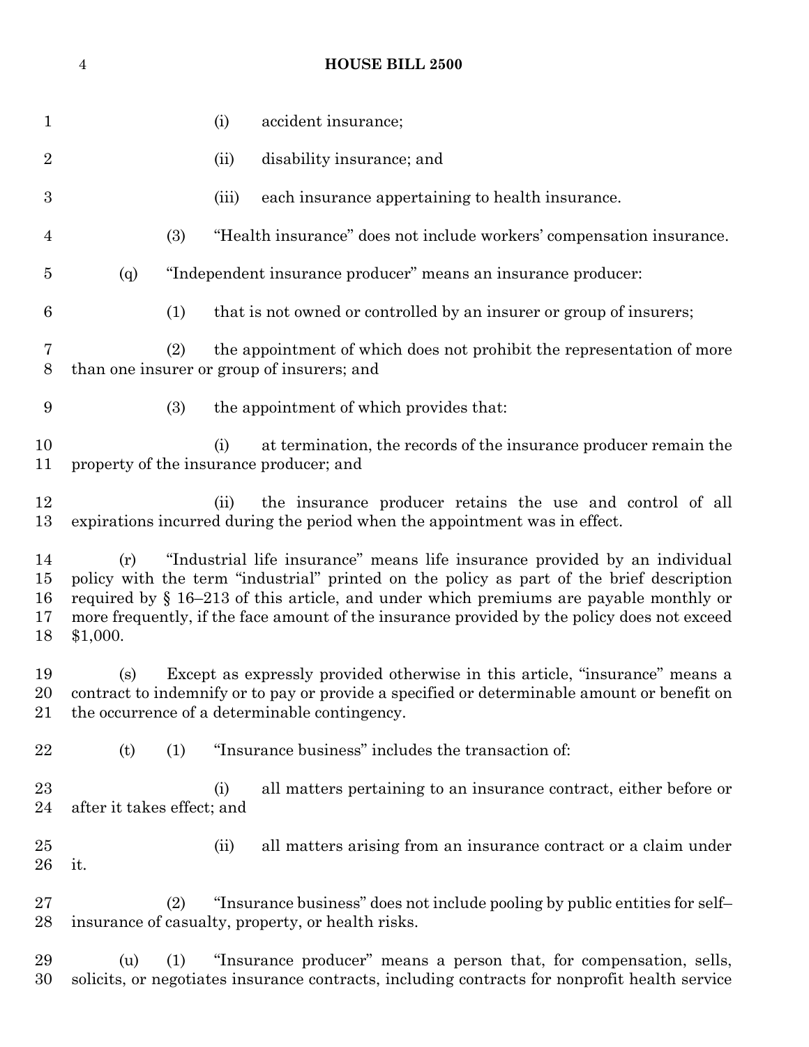(i) accident insurance;

(ii) disability insurance; and

(iii) each insurance appertaining to health insurance.

(3) "Health insurance" does not include workers' compensation insurance.

(q) "Independent insurance producer" means an insurance producer:

(1) that is not owned or controlled by an insurer or group of insurers;

(2) the appointment of which does not prohibit the representation of more than one insurer or group of insurers; and

(3) the appointment of which provides that:

(i) at termination, the records of the insurance producer remain the property of the insurance producer; and

(ii) the insurance producer retains the use and control of all expirations incurred during the period when the appointment was in effect.

(r) "Industrial life insurance" means life insurance provided by an individual policy with the term "industrial" printed on the policy as part of the brief description required by § 16–213 of this article, and under which premiums are payable monthly or more frequently, if the face amount of the insurance provided by the policy does not exceed $1,000.

(s) Except as expressly provided otherwise in this article, "insurance" means a contract to indemnify or to pay or provide a specified or determinable amount or benefit on the occurrence of a determinable contingency.

(t) (1) "Insurance business" includes the transaction of:

(i) all matters pertaining to an insurance contract, either before or after it takes effect; and

(ii) all matters arising from an insurance contract or a claim under it.

(2) "Insurance business" does not include pooling by public entities for self–insurance of casualty, property, or health risks.

(u) (1) "Insurance producer" means a person that, for compensation, sells, solicits, or negotiates insurance contracts, including contracts for nonprofit health service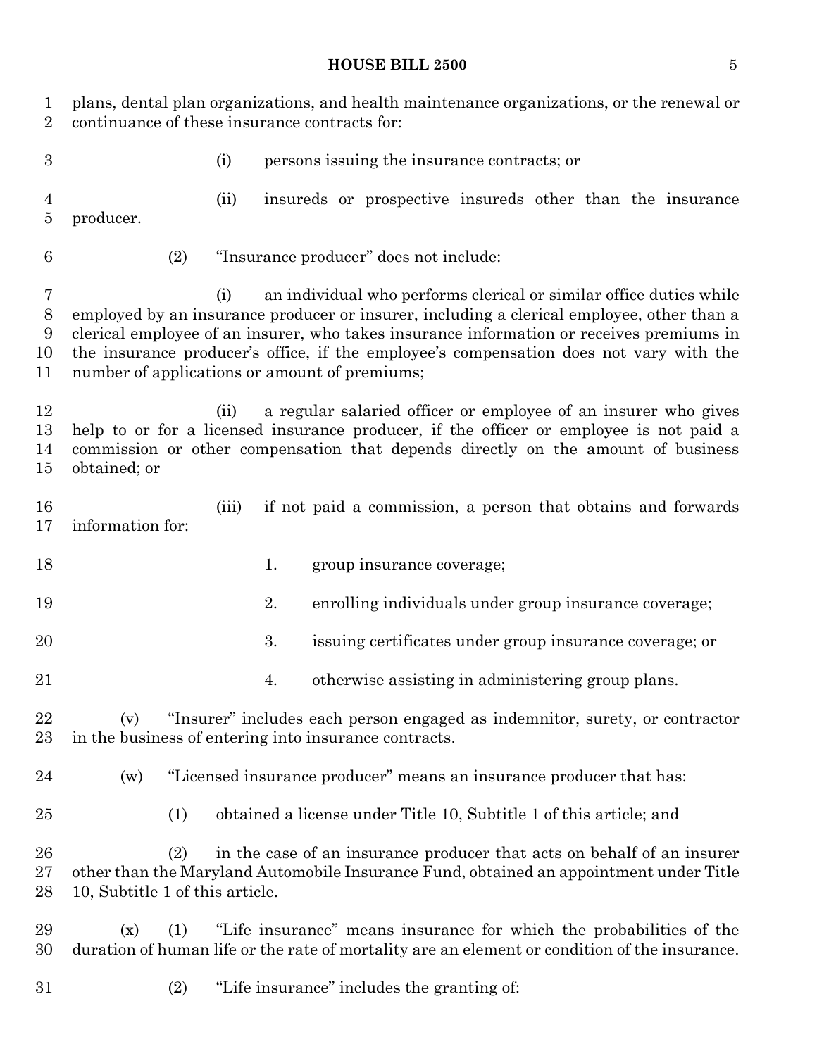plans, dental plan organizations, and health maintenance organizations, or the renewal or continuance of these insurance contracts for:

(i) persons issuing the insurance contracts; or

(ii) insureds or prospective insureds other than the insurance producer.

(2) "Insurance producer" does not include:

(i) an individual who performs clerical or similar office duties while employed by an insurance producer or insurer, including a clerical employee, other than a clerical employee of an insurer, who takes insurance information or receives premiums in the insurance producer's office, if the employee's compensation does not vary with the number of applications or amount of premiums;

(ii) a regular salaried officer or employee of an insurer who gives help to or for a licensed insurance producer, if the officer or employee is not paid a commission or other compensation that depends directly on the amount of business obtained; or

(iii) if not paid a commission, a person that obtains and forwards information for:

1. group insurance coverage;

2. enrolling individuals under group insurance coverage;

3. issuing certificates under group insurance coverage; or

4. otherwise assisting in administering group plans.

(v) "Insurer" includes each person engaged as indemnitor, surety, or contractor in the business of entering into insurance contracts.

(w) "Licensed insurance producer" means an insurance producer that has:

(1) obtained a license under Title 10, Subtitle 1 of this article; and

(2) in the case of an insurance producer that acts on behalf of an insurer other than the Maryland Automobile Insurance Fund, obtained an appointment under Title 10, Subtitle 1 of this article.

(x) (1) "Life insurance" means insurance for which the probabilities of the duration of human life or the rate of mortality are an element or condition of the insurance.

(2) "Life insurance" includes the granting of: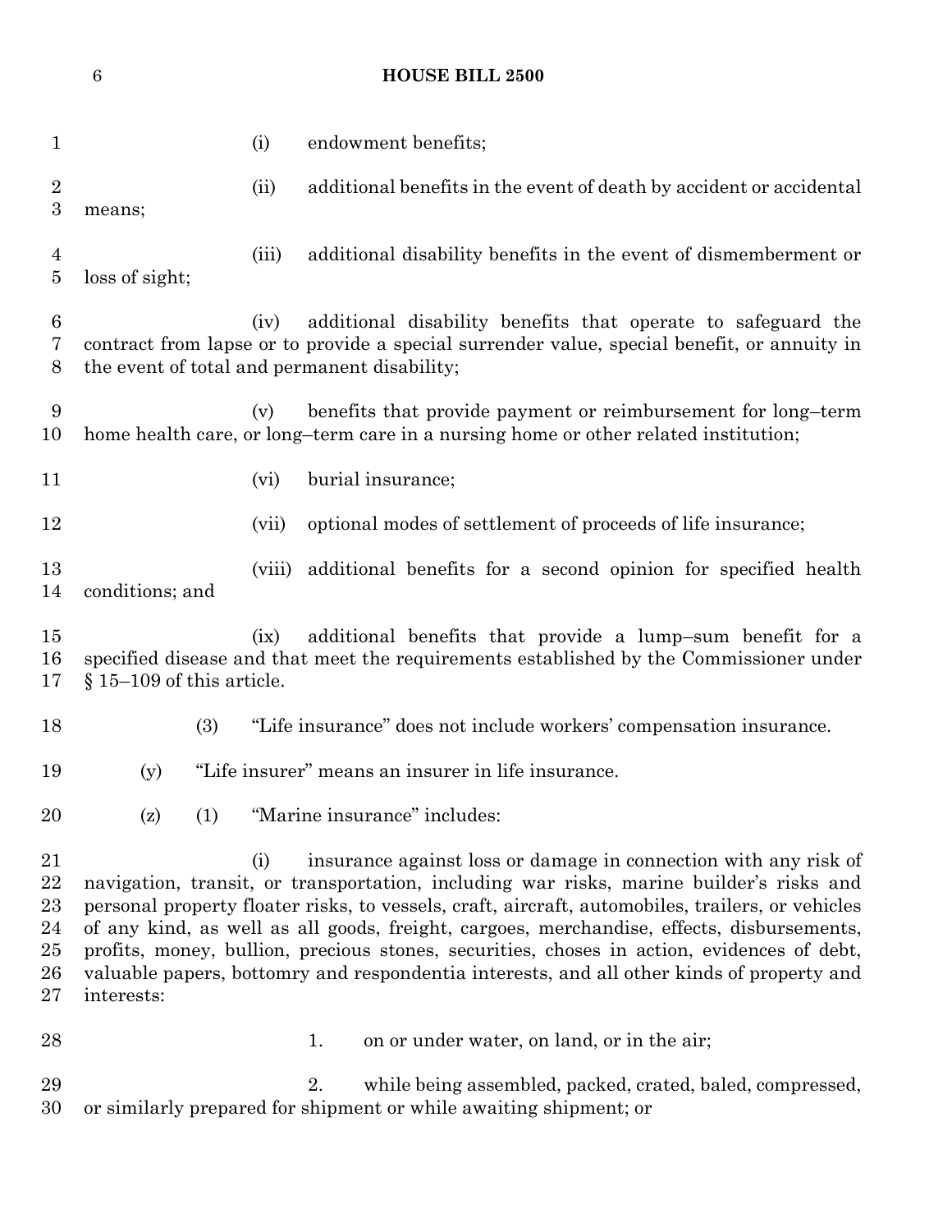(i) endowment benefits;

(ii) additional benefits in the event of death by accident or accidental means;

(iii) additional disability benefits in the event of dismemberment or loss of sight;

(iv) additional disability benefits that operate to safeguard the contract from lapse or to provide a special surrender value, special benefit, or annuity in the event of total and permanent disability;

(v) benefits that provide payment or reimbursement for long–term home health care, or long–term care in a nursing home or other related institution;

(vi) burial insurance;

(vii) optional modes of settlement of proceeds of life insurance;

(viii) additional benefits for a second opinion for specified health conditions; and

(ix) additional benefits that provide a lump–sum benefit for a specified disease and that meet the requirements established by the Commissioner under § 15–109 of this article.

(3) "Life insurance" does not include workers' compensation insurance.

(y) "Life insurer" means an insurer in life insurance.

(z) (1) "Marine insurance" includes:

(i) insurance against loss or damage in connection with any risk of navigation, transit, or transportation, including war risks, marine builder's risks and personal property floater risks, to vessels, craft, aircraft, automobiles, trailers, or vehicles of any kind, as well as all goods, freight, cargoes, merchandise, effects, disbursements, profits, money, bullion, precious stones, securities, choses in action, evidences of debt, valuable papers, bottomry and respondentia interests, and all other kinds of property and interests:

1. on or under water, on land, or in the air;

2. while being assembled, packed, crated, baled, compressed, or similarly prepared for shipment or while awaiting shipment; or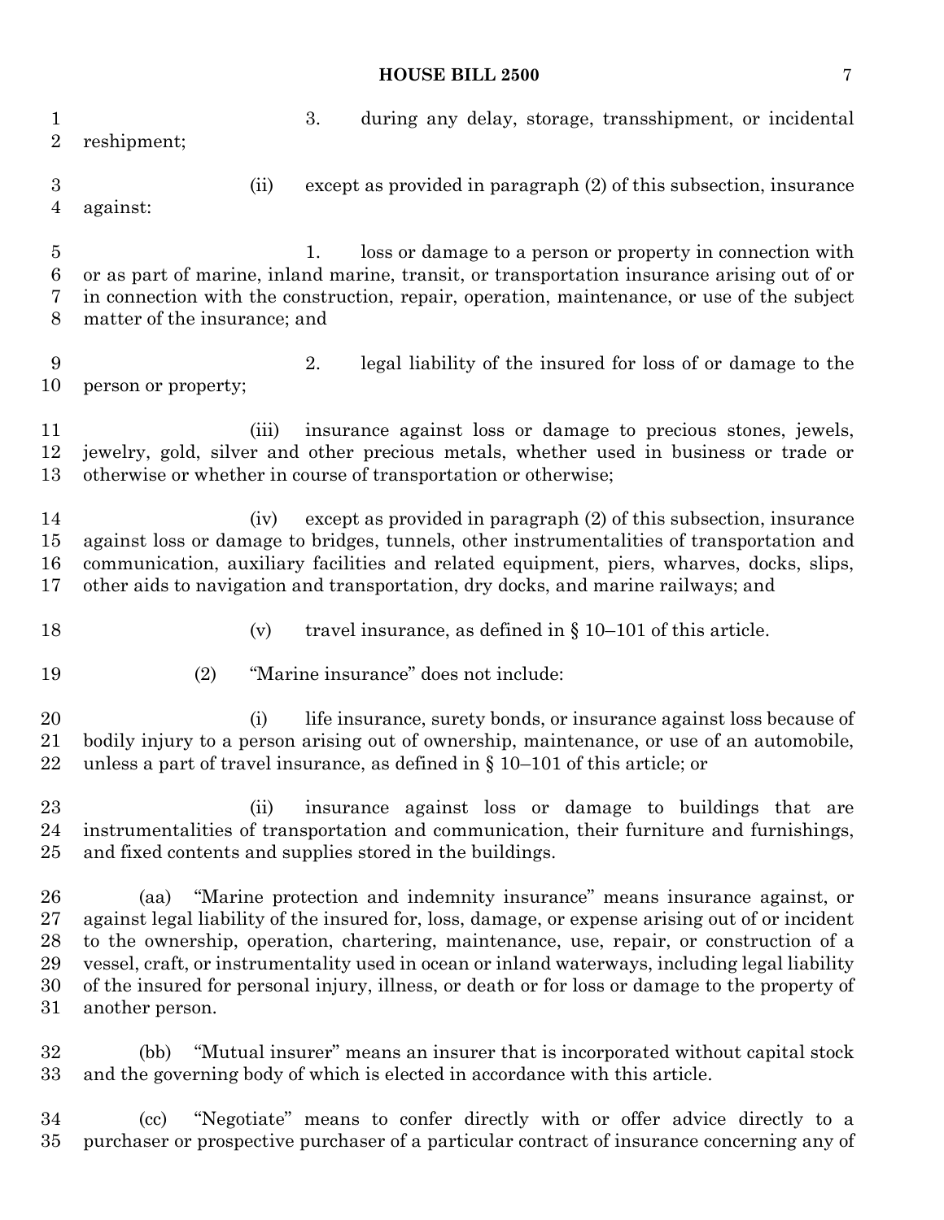3. during any delay, storage, transshipment, or incidental reshipment;

(ii) except as provided in paragraph (2) of this subsection, insurance against:

1. loss or damage to a person or property in connection with or as part of marine, inland marine, transit, or transportation insurance arising out of or in connection with the construction, repair, operation, maintenance, or use of the subject matter of the insurance; and

2. legal liability of the insured for loss of or damage to the person or property;

(iii) insurance against loss or damage to precious stones, jewels, jewelry, gold, silver and other precious metals, whether used in business or trade or otherwise or whether in course of transportation or otherwise;

(iv) except as provided in paragraph (2) of this subsection, insurance against loss or damage to bridges, tunnels, other instrumentalities of transportation and communication, auxiliary facilities and related equipment, piers, wharves, docks, slips, other aids to navigation and transportation, dry docks, and marine railways; and

(v) travel insurance, as defined in § 10–101 of this article.

(2) "Marine insurance" does not include:

(i) life insurance, surety bonds, or insurance against loss because of bodily injury to a person arising out of ownership, maintenance, or use of an automobile, unless a part of travel insurance, as defined in § 10–101 of this article; or

(ii) insurance against loss or damage to buildings that are instrumentalities of transportation and communication, their furniture and furnishings, and fixed contents and supplies stored in the buildings.

(aa) "Marine protection and indemnity insurance" means insurance against, or against legal liability of the insured for, loss, damage, or expense arising out of or incident to the ownership, operation, chartering, maintenance, use, repair, or construction of a vessel, craft, or instrumentality used in ocean or inland waterways, including legal liability of the insured for personal injury, illness, or death or for loss or damage to the property of another person.

(bb) "Mutual insurer" means an insurer that is incorporated without capital stock and the governing body of which is elected in accordance with this article.

(cc) "Negotiate" means to confer directly with or offer advice directly to a purchaser or prospective purchaser of a particular contract of insurance concerning any of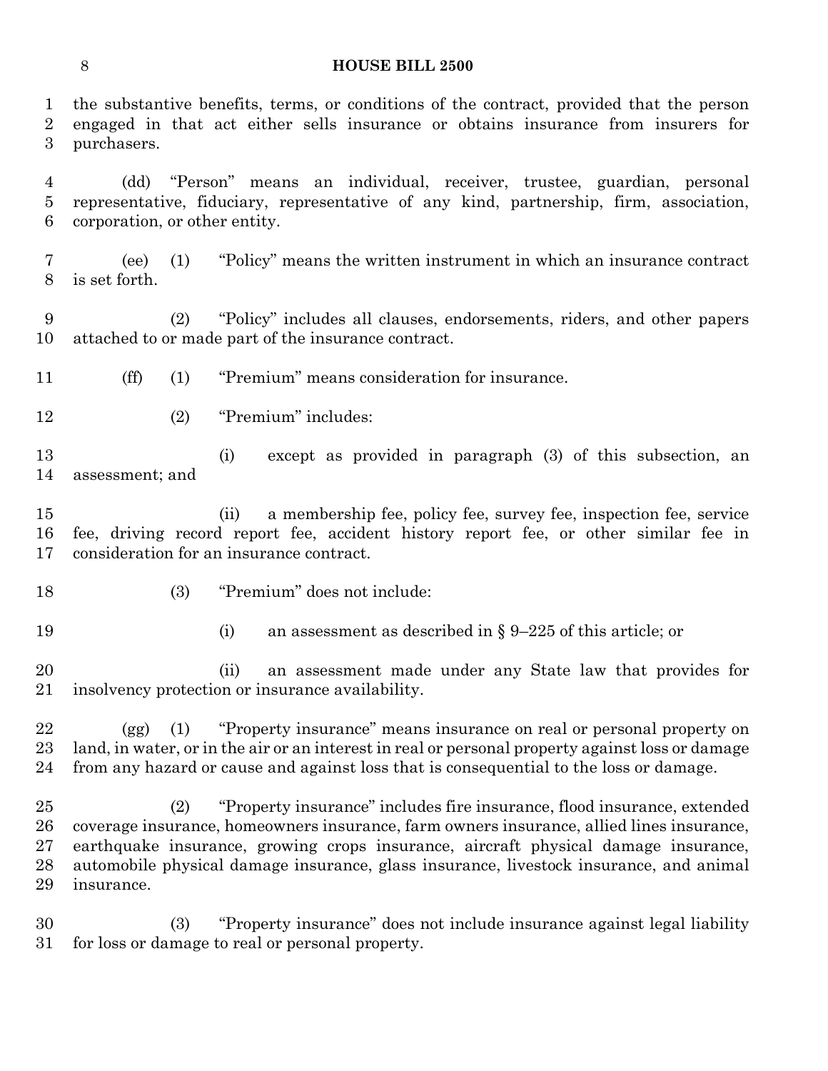the substantive benefits, terms, or conditions of the contract, provided that the person engaged in that act either sells insurance or obtains insurance from insurers for purchasers.

(dd) "Person" means an individual, receiver, trustee, guardian, personal representative, fiduciary, representative of any kind, partnership, firm, association, corporation, or other entity.

(ee) (1) "Policy" means the written instrument in which an insurance contract is set forth.

(2) "Policy" includes all clauses, endorsements, riders, and other papers attached to or made part of the insurance contract.

(ff) (1) "Premium" means consideration for insurance.

(2) "Premium" includes:

(i) except as provided in paragraph (3) of this subsection, an assessment; and

(ii) a membership fee, policy fee, survey fee, inspection fee, service fee, driving record report fee, accident history report fee, or other similar fee in consideration for an insurance contract.

(3) "Premium" does not include:

(i) an assessment as described in § 9–225 of this article; or

(ii) an assessment made under any State law that provides for insolvency protection or insurance availability.

(gg) (1) "Property insurance" means insurance on real or personal property on land, in water, or in the air or an interest in real or personal property against loss or damage from any hazard or cause and against loss that is consequential to the loss or damage.

(2) "Property insurance" includes fire insurance, flood insurance, extended coverage insurance, homeowners insurance, farm owners insurance, allied lines insurance, earthquake insurance, growing crops insurance, aircraft physical damage insurance, automobile physical damage insurance, glass insurance, livestock insurance, and animal insurance.

(3) "Property insurance" does not include insurance against legal liability for loss or damage to real or personal property.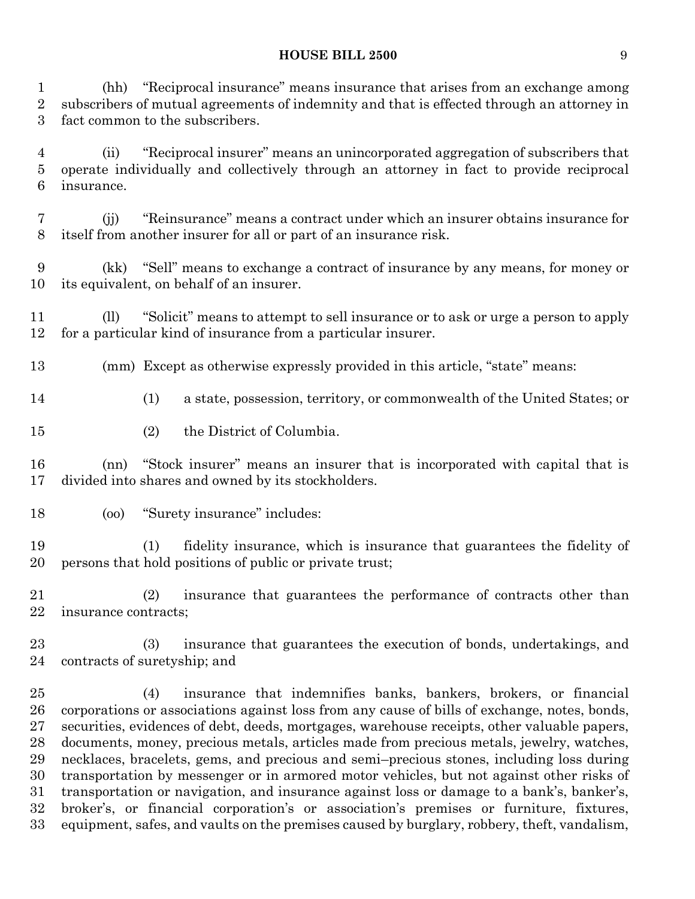(hh) "Reciprocal insurance" means insurance that arises from an exchange among subscribers of mutual agreements of indemnity and that is effected through an attorney in fact common to the subscribers.

(ii) "Reciprocal insurer" means an unincorporated aggregation of subscribers that operate individually and collectively through an attorney in fact to provide reciprocal insurance.

(jj) "Reinsurance" means a contract under which an insurer obtains insurance for itself from another insurer for all or part of an insurance risk.

(kk) "Sell" means to exchange a contract of insurance by any means, for money or its equivalent, on behalf of an insurer.

(ll) "Solicit" means to attempt to sell insurance or to ask or urge a person to apply for a particular kind of insurance from a particular insurer.

(mm) Except as otherwise expressly provided in this article, "state" means:

(1) a state, possession, territory, or commonwealth of the United States; or

(2) the District of Columbia.

(nn) "Stock insurer" means an insurer that is incorporated with capital that is divided into shares and owned by its stockholders.

(oo) "Surety insurance" includes:

(1) fidelity insurance, which is insurance that guarantees the fidelity of persons that hold positions of public or private trust;

(2) insurance that guarantees the performance of contracts other than insurance contracts;

(3) insurance that guarantees the execution of bonds, undertakings, and contracts of suretyship; and

(4) insurance that indemnifies banks, bankers, brokers, or financial corporations or associations against loss from any cause of bills of exchange, notes, bonds, securities, evidences of debt, deeds, mortgages, warehouse receipts, other valuable papers, documents, money, precious metals, articles made from precious metals, jewelry, watches, necklaces, bracelets, gems, and precious and semi–precious stones, including loss during transportation by messenger or in armored motor vehicles, but not against other risks of transportation or navigation, and insurance against loss or damage to a bank's, banker's, broker's, or financial corporation's or association's premises or furniture, fixtures, equipment, safes, and vaults on the premises caused by burglary, robbery, theft, vandalism,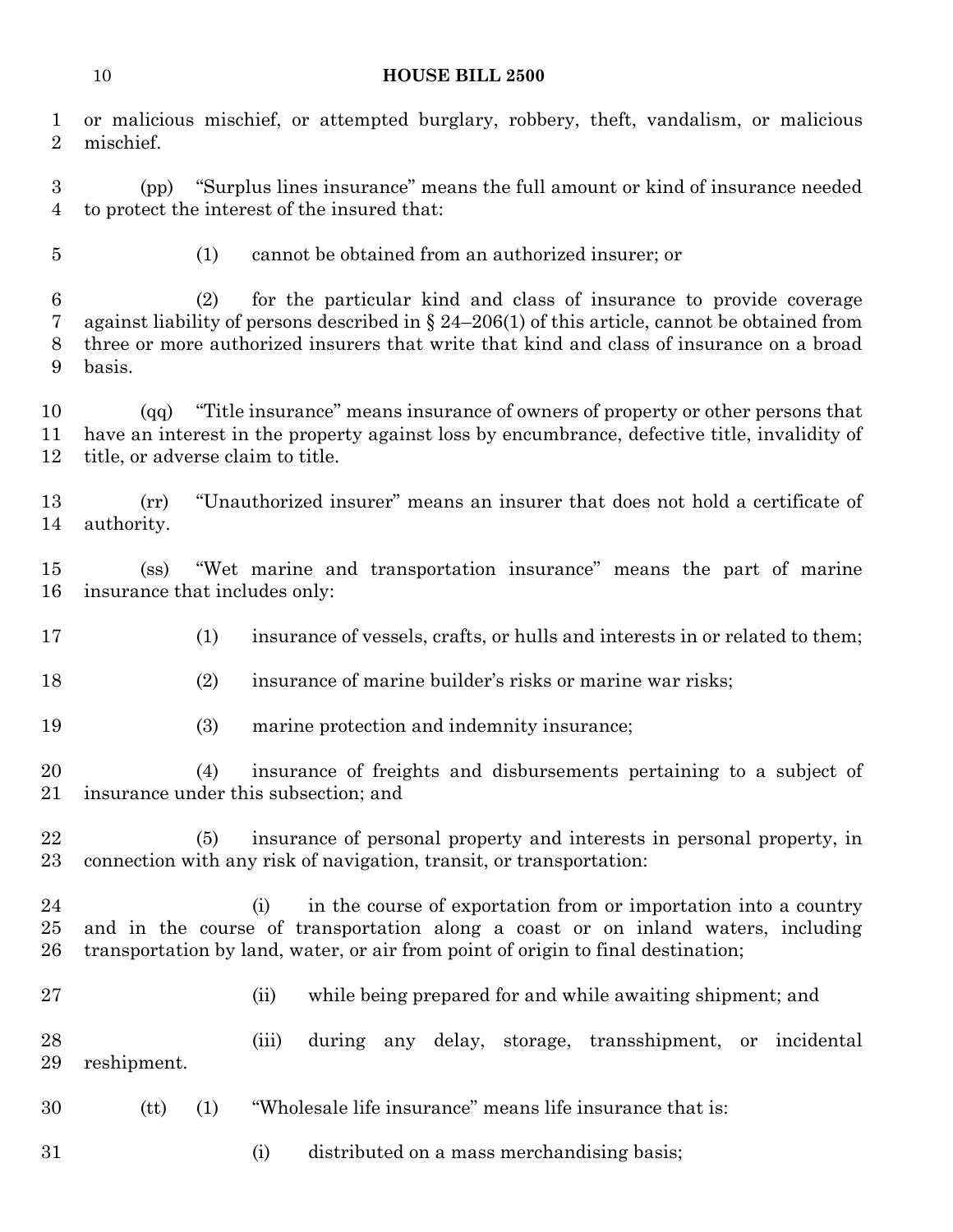or malicious mischief, or attempted burglary, robbery, theft, vandalism, or malicious mischief.

(pp) "Surplus lines insurance" means the full amount or kind of insurance needed to protect the interest of the insured that:

(1) cannot be obtained from an authorized insurer; or

(2) for the particular kind and class of insurance to provide coverage against liability of persons described in § 24–206(1) of this article, cannot be obtained from three or more authorized insurers that write that kind and class of insurance on a broad basis.

(qq) "Title insurance" means insurance of owners of property or other persons that have an interest in the property against loss by encumbrance, defective title, invalidity of title, or adverse claim to title.

(rr) "Unauthorized insurer" means an insurer that does not hold a certificate of authority.

(ss) "Wet marine and transportation insurance" means the part of marine insurance that includes only:

(1) insurance of vessels, crafts, or hulls and interests in or related to them;

(2) insurance of marine builder's risks or marine war risks;

(3) marine protection and indemnity insurance;

(4) insurance of freights and disbursements pertaining to a subject of insurance under this subsection; and

(5) insurance of personal property and interests in personal property, in connection with any risk of navigation, transit, or transportation:

(i) in the course of exportation from or importation into a country and in the course of transportation along a coast or on inland waters, including transportation by land, water, or air from point of origin to final destination;

(ii) while being prepared for and while awaiting shipment; and

(iii) during any delay, storage, transshipment, or incidental reshipment.

(tt) (1) "Wholesale life insurance" means life insurance that is:

(i) distributed on a mass merchandising basis;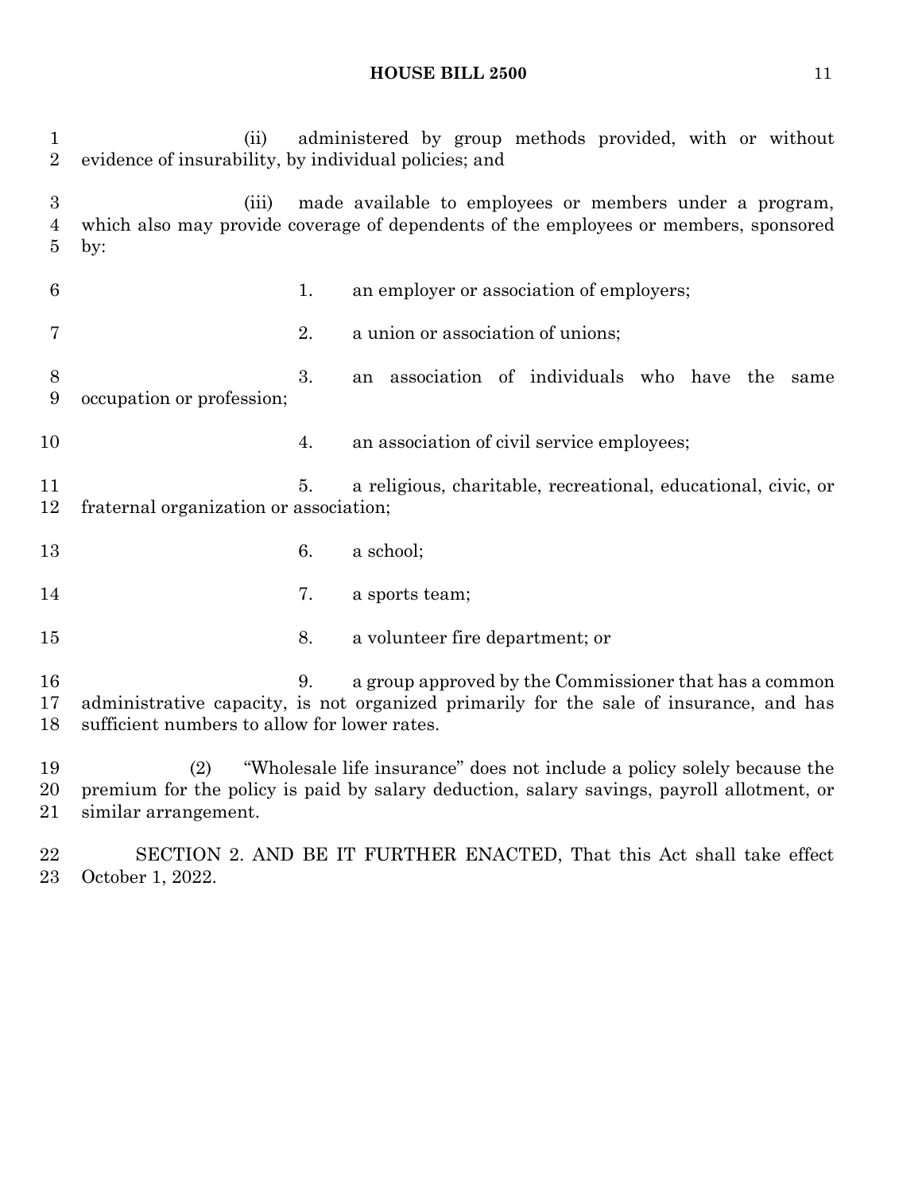(ii) administered by group methods provided, with or without evidence of insurability, by individual policies; and

(iii) made available to employees or members under a program, which also may provide coverage of dependents of the employees or members, sponsored by:

1. an employer or association of employers;

2. a union or association of unions;

3. an association of individuals who have the same occupation or profession;

4. an association of civil service employees;

5. a religious, charitable, recreational, educational, civic, or fraternal organization or association;

6. a school;

7. a sports team;

8. a volunteer fire department; or

9. a group approved by the Commissioner that has a common administrative capacity, is not organized primarily for the sale of insurance, and has sufficient numbers to allow for lower rates.

(2) "Wholesale life insurance" does not include a policy solely because the premium for the policy is paid by salary deduction, salary savings, payroll allotment, or similar arrangement.

SECTION 2. AND BE IT FURTHER ENACTED, That this Act shall take effect October 1, 2022.